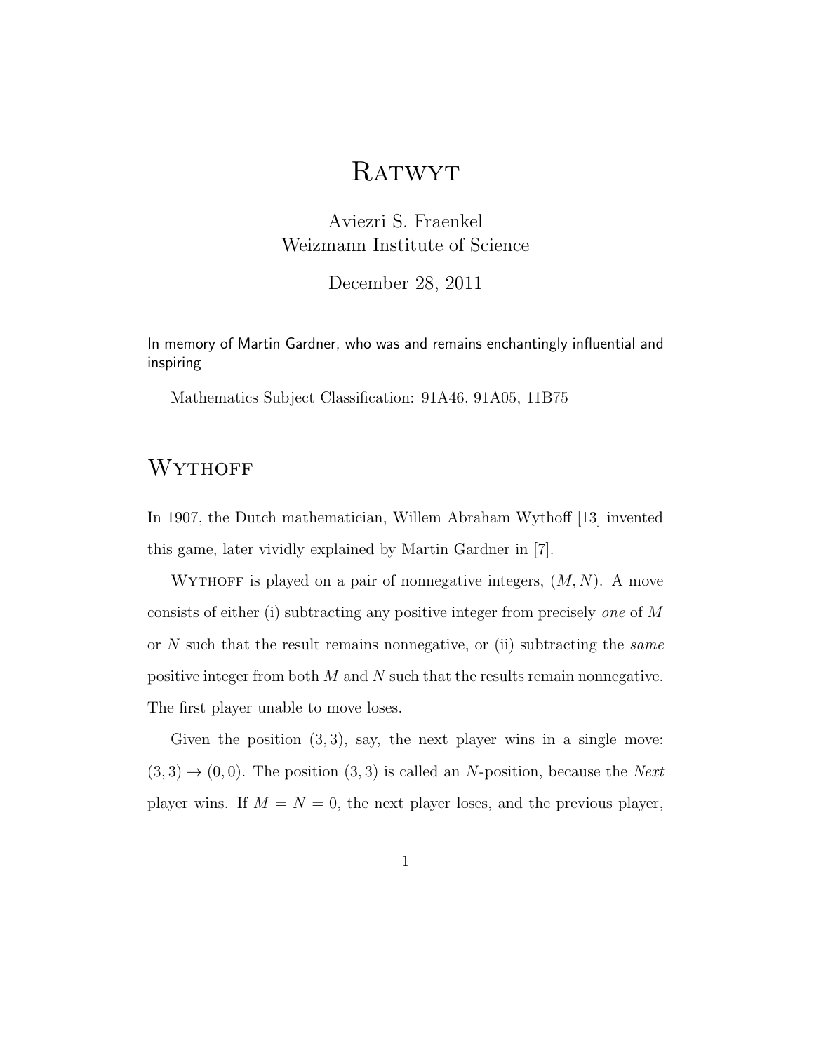# Ratwyt

Aviezri S. Fraenkel
Weizmann Institute of Science

December 28, 2011

In memory of Martin Gardner, who was and remains enchantingly influential and inspiring

Mathematics Subject Classification: 91A46, 91A05, 11B75

## Wythoff

In 1907, the Dutch mathematician, Willem Abraham Wythoff [13] invented this game, later vividly explained by Martin Gardner in [7].

Wythoff is played on a pair of nonnegative integers, $(M, N)$. A move consists of either (i) subtracting any positive integer from precisely *one* of $M$ or $N$ such that the result remains nonnegative, or (ii) subtracting the *same* positive integer from both $M$ and $N$ such that the results remain nonnegative. The first player unable to move loses.

Given the position $(3, 3)$, say, the next player wins in a single move: $(3, 3) \rightarrow (0, 0)$. The position $(3, 3)$ is called an $N$-position, because the *Next* player wins. If $M = N = 0$, the next player loses, and the previous player,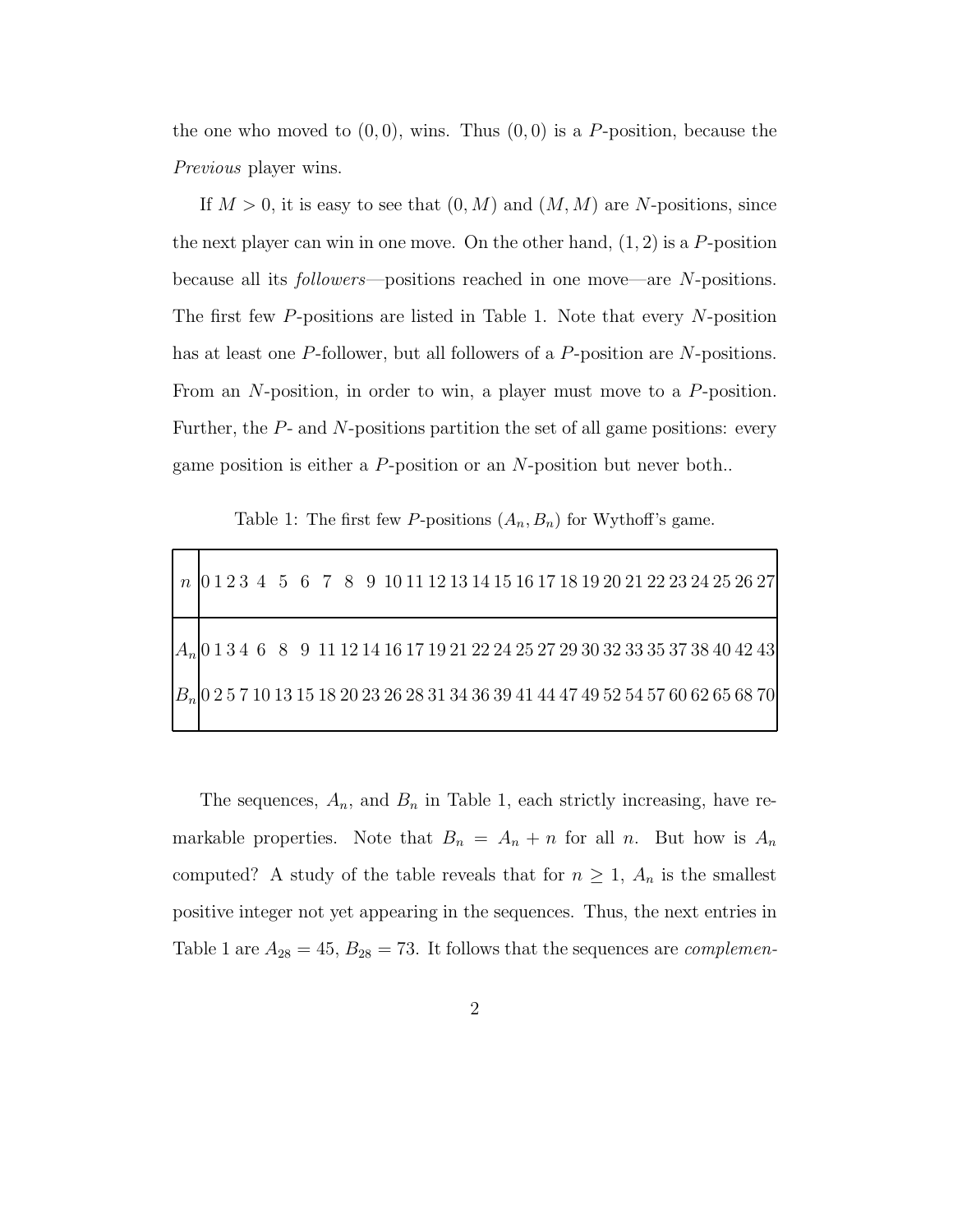the one who moved to $(0,0)$, wins. Thus $(0,0)$ is a $P$-position, because the *Previous* player wins.

If $M > 0$, it is easy to see that $(0, M)$ and $(M, M)$ are $N$-positions, since the next player can win in one move. On the other hand, $(1,2)$ is a $P$-position because all its *followers*—positions reached in one move—are $N$-positions. The first few $P$-positions are listed in Table 1. Note that every $N$-position has at least one $P$-follower, but all followers of a $P$-position are $N$-positions. From an $N$-position, in order to win, a player must move to a $P$-position. Further, the $P$- and $N$-positions partition the set of all game positions: every game position is either a $P$-position or an $N$-position but never both..

Table 1: The first few $P$-positions $(A_n, B_n)$ for Wythoff's game.

| $n$ | 0 | 1 | 2 | 3 | 4 | 5 | 6 | 7 | 8 | 9 | 10 | 11 | 12 | 13 | 14 | 15 | 16 | 17 | 18 | 19 | 20 | 21 | 22 | 23 | 24 | 25 | 26 | 27 |
|---|---|---|---|---|---|---|---|---|---|---|---|---|---|---|---|---|---|---|---|---|---|---|---|---|---|---|---|---|
| $A_n$ | 0 | 1 | 3 | 4 | 6 | 8 | 9 | 11 | 12 | 14 | 16 | 17 | 19 | 21 | 22 | 24 | 25 | 27 | 29 | 30 | 32 | 33 | 35 | 37 | 38 | 40 | 42 | 43 |
| $B_n$ | 0 | 2 | 5 | 7 | 10 | 13 | 15 | 18 | 20 | 23 | 26 | 28 | 31 | 34 | 36 | 39 | 41 | 44 | 47 | 49 | 52 | 54 | 57 | 60 | 62 | 65 | 68 | 70 |

The sequences, $A_n$, and $B_n$ in Table 1, each strictly increasing, have remarkable properties. Note that $B_n = A_n + n$ for all $n$. But how is $A_n$ computed? A study of the table reveals that for $n \geq 1$, $A_n$ is the smallest positive integer not yet appearing in the sequences. Thus, the next entries in Table 1 are $A_{28} = 45$, $B_{28} = 73$. It follows that the sequences are *complemen-*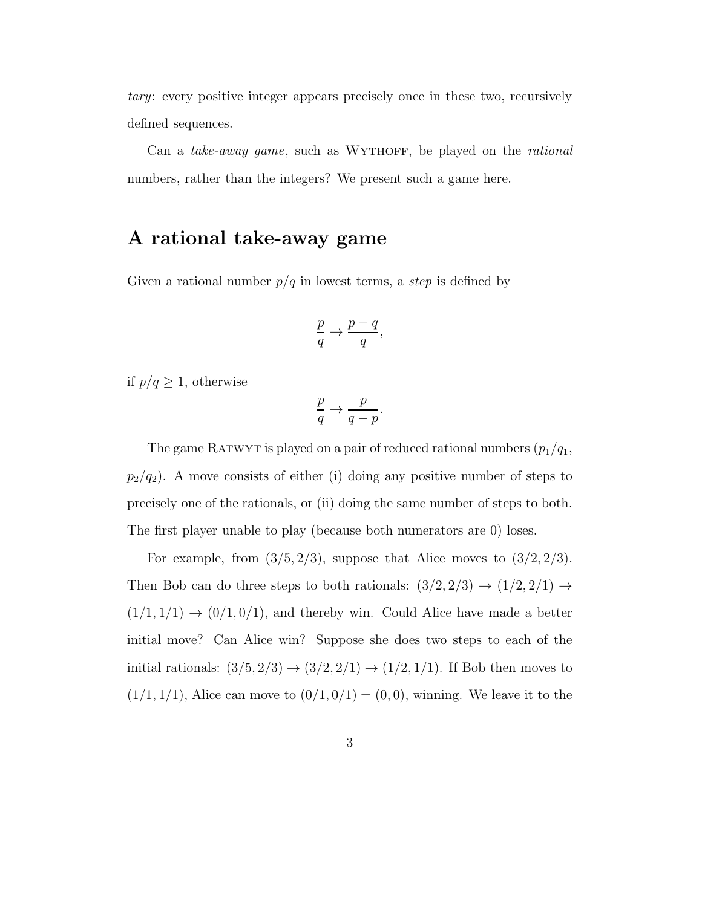*tary*: every positive integer appears precisely once in these two, recursively defined sequences.

Can a *take-away game*, such as WYTHOFF, be played on the *rational* numbers, rather than the integers? We present such a game here.

## A rational take-away game

Given a rational number $p/q$ in lowest terms, a *step* is defined by

$$\frac{p}{q} \to \frac{p-q}{q},$$

if $p/q \geq 1$, otherwise

$$\frac{p}{q} \to \frac{p}{q-p}.$$

The game RATWYT is played on a pair of reduced rational numbers $(p_1/q_1, p_2/q_2)$. A move consists of either (i) doing any positive number of steps to precisely one of the rationals, or (ii) doing the same number of steps to both. The first player unable to play (because both numerators are 0) loses.

For example, from $(3/5, 2/3)$, suppose that Alice moves to $(3/2, 2/3)$. Then Bob can do three steps to both rationals: $(3/2, 2/3) \to (1/2, 2/1) \to (1/1, 1/1) \to (0/1, 0/1)$, and thereby win. Could Alice have made a better initial move? Can Alice win? Suppose she does two steps to each of the initial rationals: $(3/5, 2/3) \to (3/2, 2/1) \to (1/2, 1/1)$. If Bob then moves to $(1/1, 1/1)$, Alice can move to $(0/1, 0/1) = (0, 0)$, winning. We leave it to the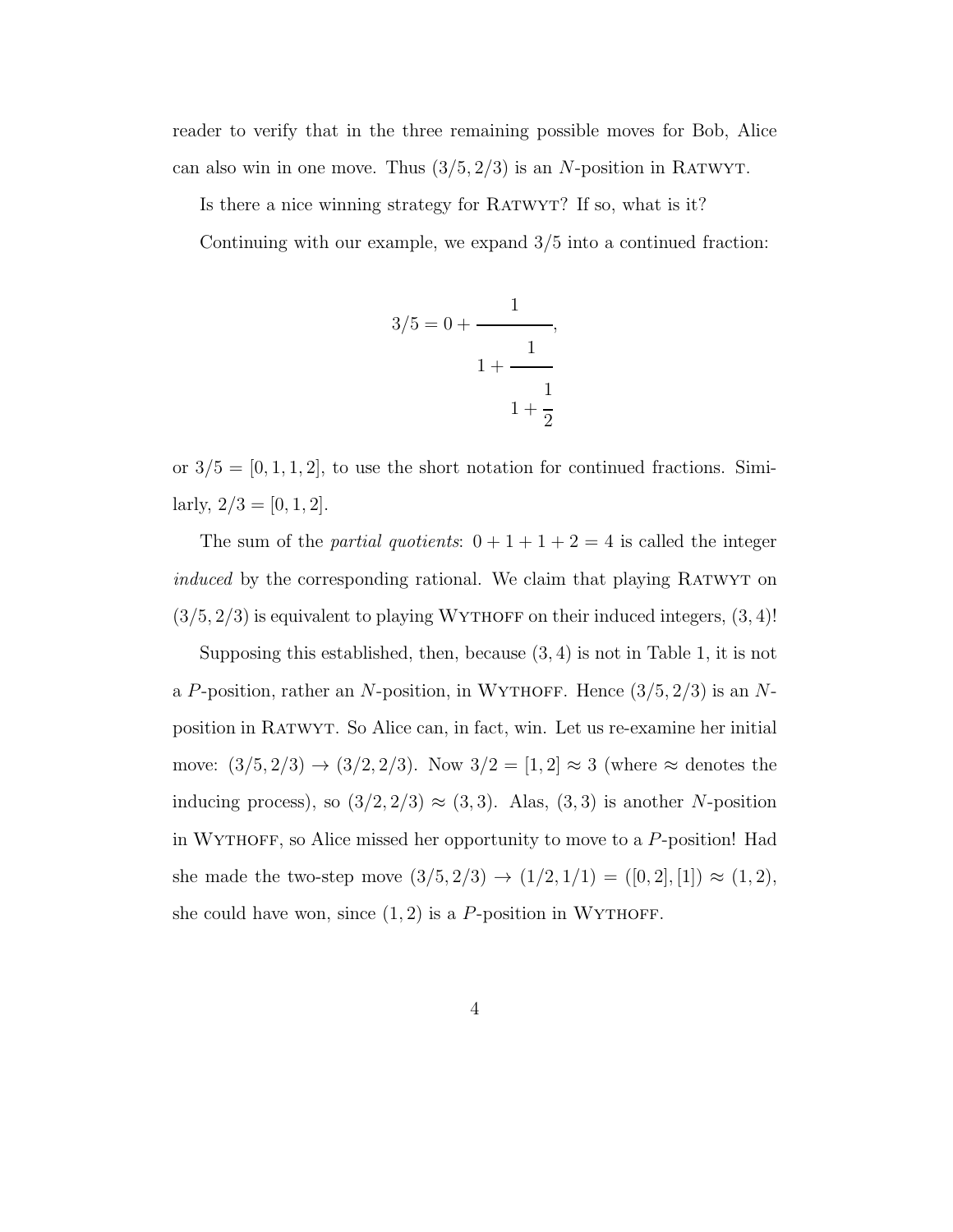reader to verify that in the three remaining possible moves for Bob, Alice can also win in one move. Thus $(3/5, 2/3)$ is an $N$-position in RATWYT.

Is there a nice winning strategy for RATWYT? If so, what is it?

Continuing with our example, we expand $3/5$ into a continued fraction:

$$3/5 = 0 + \cfrac{1}{1 + \cfrac{1}{1 + \cfrac{1}{2}}},$$

or $3/5 = [0, 1, 1, 2]$, to use the short notation for continued fractions. Similarly, $2/3 = [0, 1, 2]$.

The sum of the *partial quotients*: $0 + 1 + 1 + 2 = 4$ is called the integer *induced* by the corresponding rational. We claim that playing RATWYT on $(3/5, 2/3)$ is equivalent to playing WYTHOFF on their induced integers, $(3, 4)$!

Supposing this established, then, because $(3, 4)$ is not in Table 1, it is not a $P$-position, rather an $N$-position, in WYTHOFF. Hence $(3/5, 2/3)$ is an $N$-position in RATWYT. So Alice can, in fact, win. Let us re-examine her initial move: $(3/5, 2/3) \to (3/2, 2/3)$. Now $3/2 = [1, 2] \approx 3$ (where $\approx$ denotes the inducing process), so $(3/2, 2/3) \approx (3, 3)$. Alas, $(3, 3)$ is another $N$-position in WYTHOFF, so Alice missed her opportunity to move to a $P$-position! Had she made the two-step move $(3/5, 2/3) \to (1/2, 1/1) = ([0, 2], [1]) \approx (1, 2)$, she could have won, since $(1, 2)$ is a $P$-position in WYTHOFF.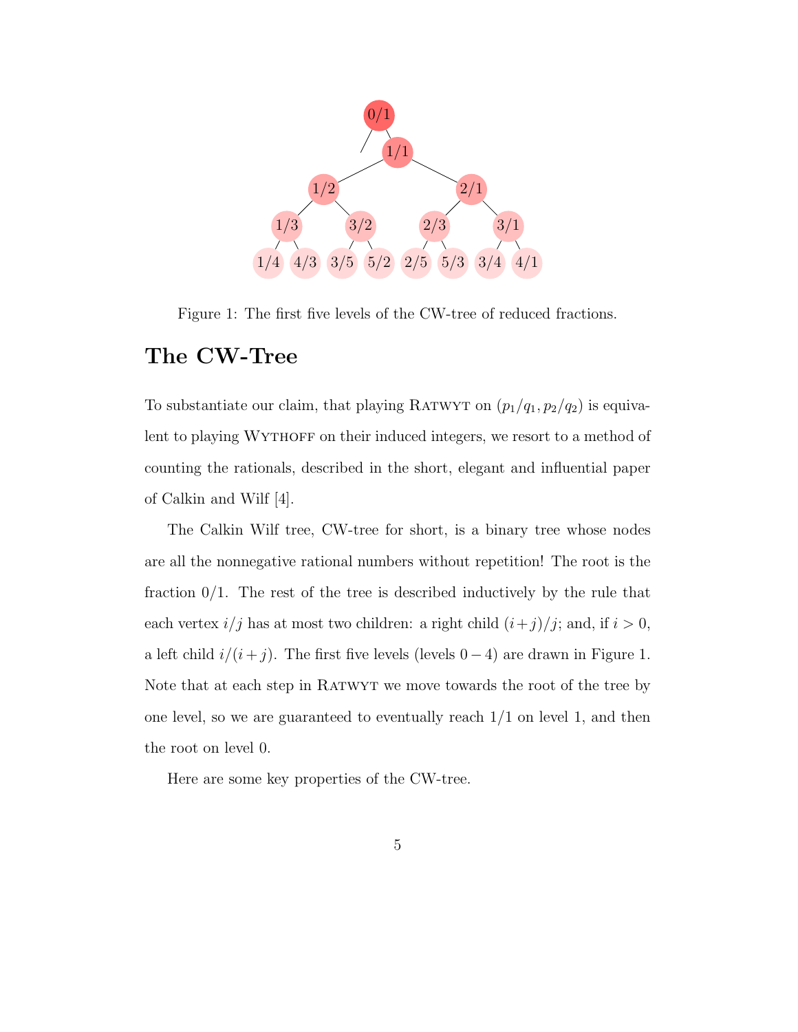Figure 1: The first five levels of the CW-tree of reduced fractions.

## The CW-Tree

To substantiate our claim, that playing RATWYT on $(p_1/q_1, p_2/q_2)$ is equivalent to playing WYTHOFF on their induced integers, we resort to a method of counting the rationals, described in the short, elegant and influential paper of Calkin and Wilf [4].

The Calkin Wilf tree, CW-tree for short, is a binary tree whose nodes are all the nonnegative rational numbers without repetition! The root is the fraction 0/1. The rest of the tree is described inductively by the rule that each vertex $i/j$ has at most two children: a right child $(i+j)/j$; and, if $i > 0$, a left child $i/(i+j)$. The first five levels (levels $0-4$) are drawn in Figure 1. Note that at each step in RATWYT we move towards the root of the tree by one level, so we are guaranteed to eventually reach 1/1 on level 1, and then the root on level 0.

Here are some key properties of the CW-tree.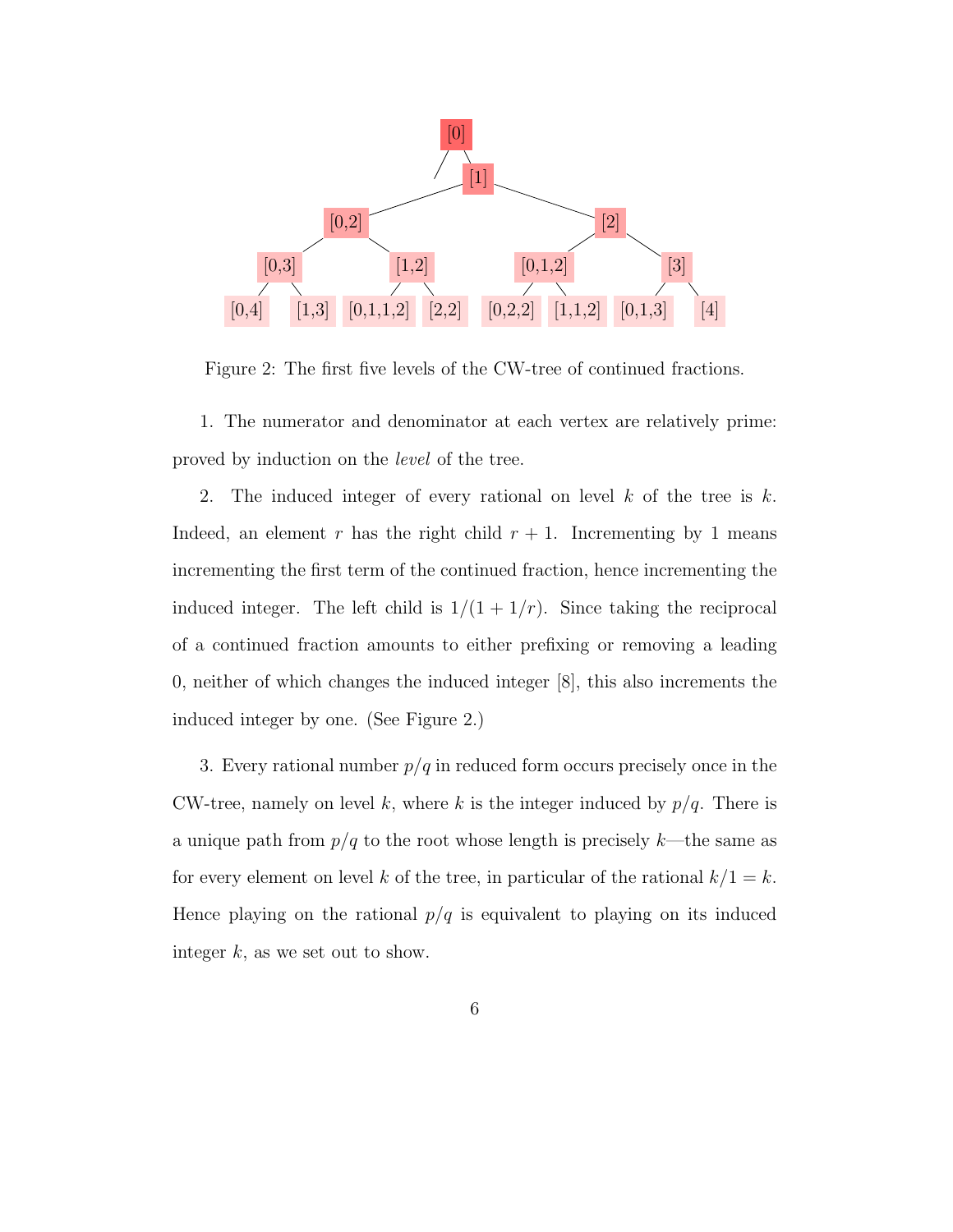Figure 2: The first five levels of the CW-tree of continued fractions.

1. The numerator and denominator at each vertex are relatively prime: proved by induction on the *level* of the tree.

2. The induced integer of every rational on level $k$ of the tree is $k$. Indeed, an element $r$ has the right child $r+1$. Incrementing by 1 means incrementing the first term of the continued fraction, hence incrementing the induced integer. The left child is $1/(1+1/r)$. Since taking the reciprocal of a continued fraction amounts to either prefixing or removing a leading 0, neither of which changes the induced integer [8], this also increments the induced integer by one. (See Figure 2.)

3. Every rational number $p/q$ in reduced form occurs precisely once in the CW-tree, namely on level $k$, where $k$ is the integer induced by $p/q$. There is a unique path from $p/q$ to the root whose length is precisely $k$—the same as for every element on level $k$ of the tree, in particular of the rational $k/1 = k$. Hence playing on the rational $p/q$ is equivalent to playing on its induced integer $k$, as we set out to show.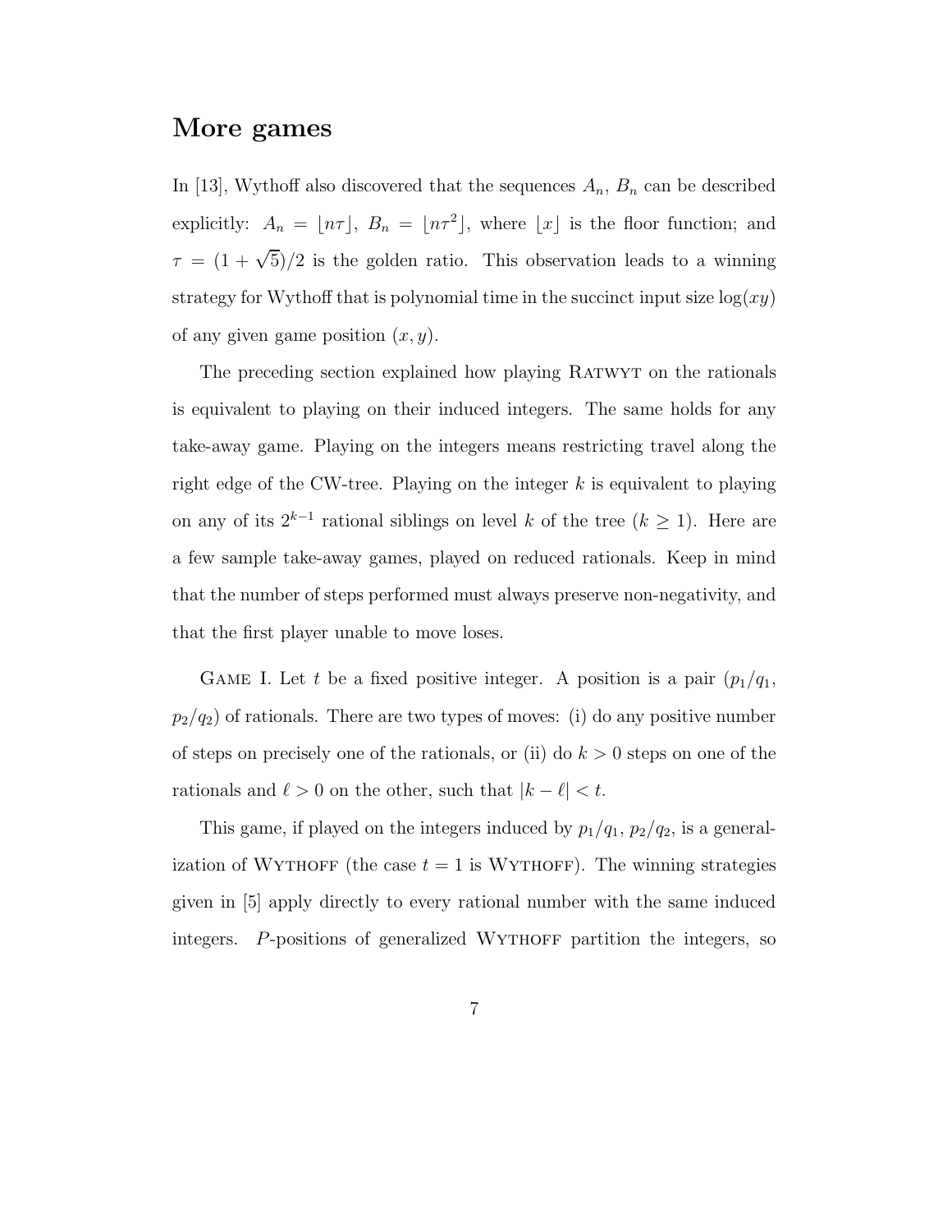## More games

In [13], Wythoff also discovered that the sequences $A_n$, $B_n$ can be described explicitly: $A_n = \lfloor n\tau \rfloor$, $B_n = \lfloor n\tau^2 \rfloor$, where $\lfloor x \rfloor$ is the floor function; and $\tau = (1+\sqrt{5})/2$ is the golden ratio. This observation leads to a winning strategy for Wythoff that is polynomial time in the succinct input size $\log(xy)$ of any given game position $(x, y)$.

The preceding section explained how playing Ratwyt on the rationals is equivalent to playing on their induced integers. The same holds for any take-away game. Playing on the integers means restricting travel along the right edge of the CW-tree. Playing on the integer $k$ is equivalent to playing on any of its $2^{k-1}$ rational siblings on level $k$ of the tree ($k \geq 1$). Here are a few sample take-away games, played on reduced rationals. Keep in mind that the number of steps performed must always preserve non-negativity, and that the first player unable to move loses.

Game I. Let $t$ be a fixed positive integer. A position is a pair $(p_1/q_1, p_2/q_2)$ of rationals. There are two types of moves: (i) do any positive number of steps on precisely one of the rationals, or (ii) do $k > 0$ steps on one of the rationals and $\ell > 0$ on the other, such that $|k - \ell| < t$.

This game, if played on the integers induced by $p_1/q_1$, $p_2/q_2$, is a generalization of Wythoff (the case $t = 1$ is Wythoff). The winning strategies given in [5] apply directly to every rational number with the same induced integers. $P$-positions of generalized Wythoff partition the integers, so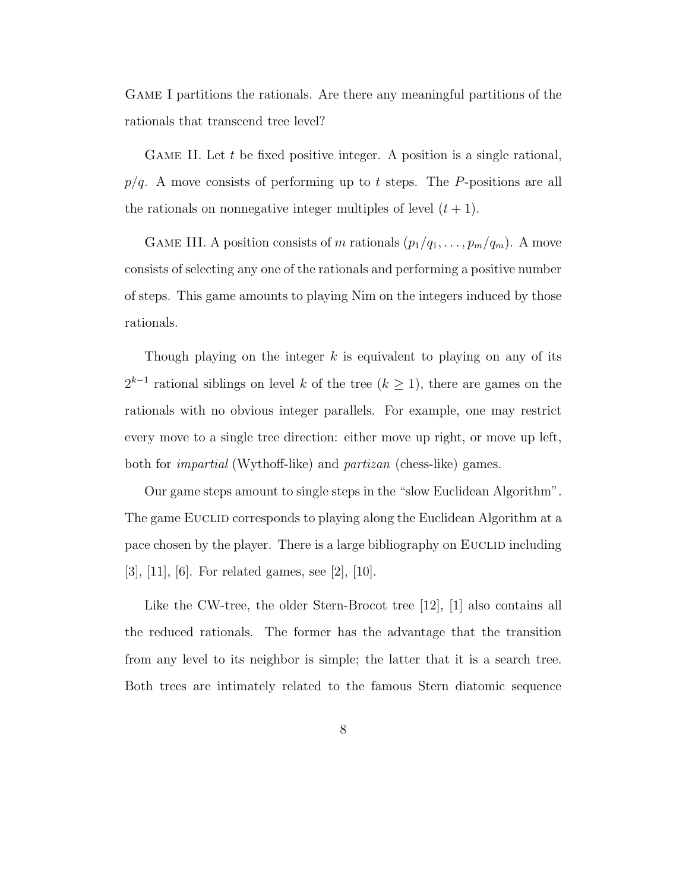Game I partitions the rationals. Are there any meaningful partitions of the rationals that transcend tree level?

Game II. Let $t$ be fixed positive integer. A position is a single rational, $p/q$. A move consists of performing up to $t$ steps. The $P$-positions are all the rationals on nonnegative integer multiples of level $(t+1)$.

Game III. A position consists of $m$ rationals $(p_1/q_1, \ldots, p_m/q_m)$. A move consists of selecting any one of the rationals and performing a positive number of steps. This game amounts to playing Nim on the integers induced by those rationals.

Though playing on the integer $k$ is equivalent to playing on any of its $2^{k-1}$ rational siblings on level $k$ of the tree ($k \geq 1$), there are games on the rationals with no obvious integer parallels. For example, one may restrict every move to a single tree direction: either move up right, or move up left, both for *impartial* (Wythoff-like) and *partizan* (chess-like) games.

Our game steps amount to single steps in the "slow Euclidean Algorithm". The game Euclid corresponds to playing along the Euclidean Algorithm at a pace chosen by the player. There is a large bibliography on Euclid including [3], [11], [6]. For related games, see [2], [10].

Like the CW-tree, the older Stern-Brocot tree [12], [1] also contains all the reduced rationals. The former has the advantage that the transition from any level to its neighbor is simple; the latter that it is a search tree. Both trees are intimately related to the famous Stern diatomic sequence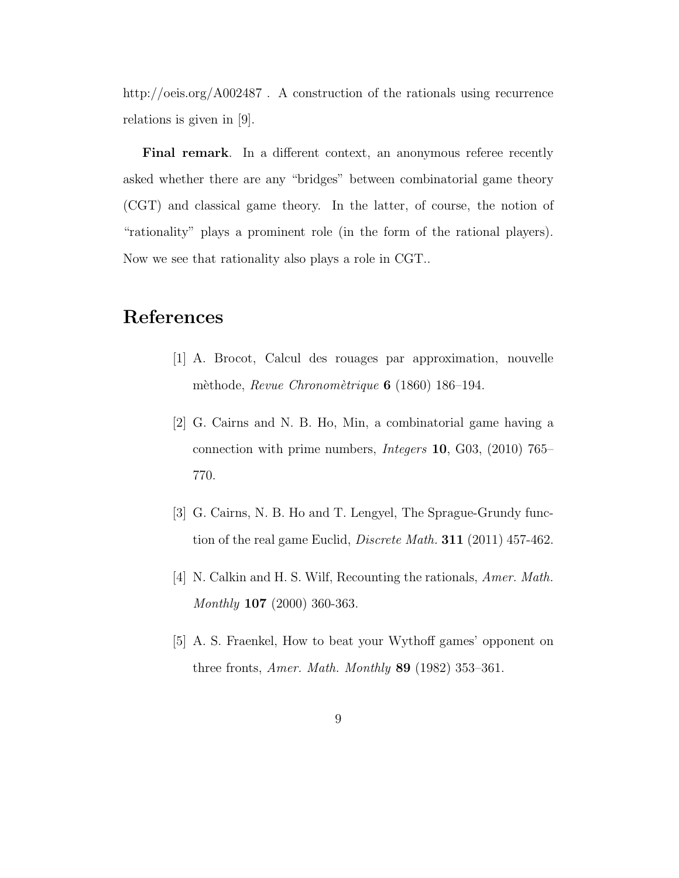http://oeis.org/A002487 . A construction of the rationals using recurrence relations is given in [9].

**Final remark**. In a different context, an anonymous referee recently asked whether there are any "bridges" between combinatorial game theory (CGT) and classical game theory. In the latter, of course, the notion of "rationality" plays a prominent role (in the form of the rational players). Now we see that rationality also plays a role in CGT..

# References

[1] A. Brocot, Calcul des rouages par approximation, nouvelle mèthode, *Revue Chronomètrique* **6** (1860) 186–194.

[2] G. Cairns and N. B. Ho, Min, a combinatorial game having a connection with prime numbers, *Integers* **10**, G03, (2010) 765–770.

[3] G. Cairns, N. B. Ho and T. Lengyel, The Sprague-Grundy function of the real game Euclid, *Discrete Math.* **311** (2011) 457-462.

[4] N. Calkin and H. S. Wilf, Recounting the rationals, *Amer. Math. Monthly* **107** (2000) 360-363.

[5] A. S. Fraenkel, How to beat your Wythoff games' opponent on three fronts, *Amer. Math. Monthly* **89** (1982) 353–361.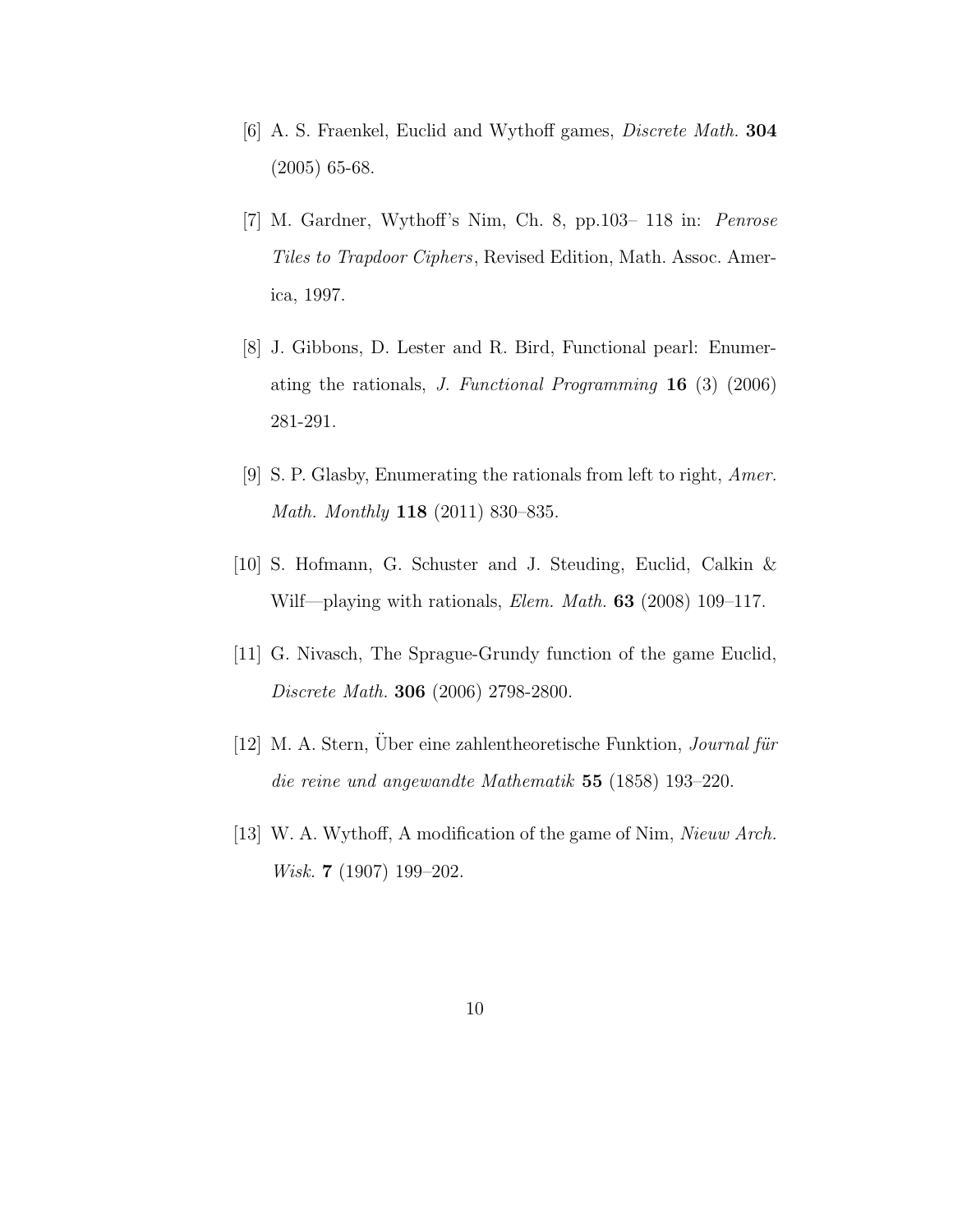[6] A. S. Fraenkel, Euclid and Wythoff games, *Discrete Math.* **304** (2005) 65-68.

[7] M. Gardner, Wythoff's Nim, Ch. 8, pp.103– 118 in: *Penrose Tiles to Trapdoor Ciphers*, Revised Edition, Math. Assoc. America, 1997.

[8] J. Gibbons, D. Lester and R. Bird, Functional pearl: Enumerating the rationals, *J. Functional Programming* **16** (3) (2006) 281-291.

[9] S. P. Glasby, Enumerating the rationals from left to right, *Amer. Math. Monthly* **118** (2011) 830–835.

[10] S. Hofmann, G. Schuster and J. Steuding, Euclid, Calkin & Wilf—playing with rationals, *Elem. Math.* **63** (2008) 109–117.

[11] G. Nivasch, The Sprague-Grundy function of the game Euclid, *Discrete Math.* **306** (2006) 2798-2800.

[12] M. A. Stern, Über eine zahlentheoretische Funktion, *Journal für die reine und angewandte Mathematik* **55** (1858) 193–220.

[13] W. A. Wythoff, A modification of the game of Nim, *Nieuw Arch. Wisk.* **7** (1907) 199–202.